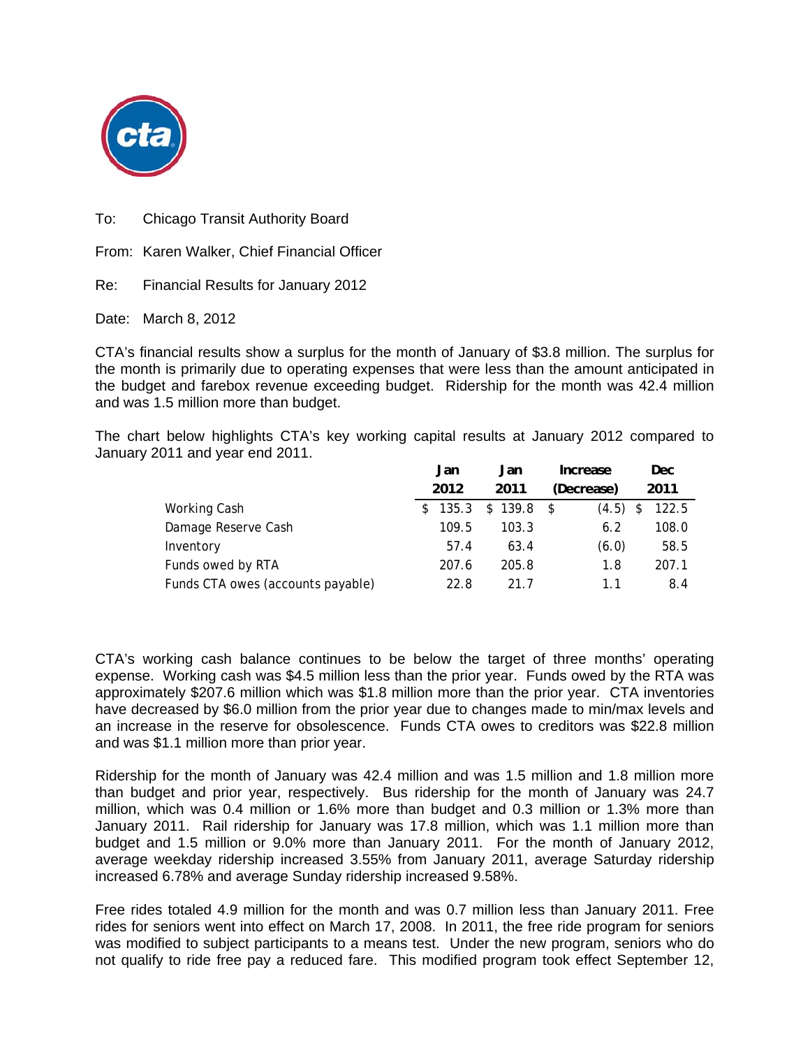To: Chicago Transit Authority Board

From: Karen Walker, Chief Financial Officer

Re: Financial Results for January 2012

Date: March 8, 2012

CTA's financial results show a surplus for the month of January of $3.8 million. The surplus for the month is primarily due to operating expenses that were less than the amount anticipated in the budget and farebox revenue exceeding budget. Ridership for the month was 42.4 million and was 1.5 million more than budget.

The chart below highlights CTA's key working capital results at January 2012 compared to January 2011 and year end 2011.

| | Jan 2012 | Jan 2011 | Increase (Decrease) | Dec 2011 |
|---|---|---|---|---|
| Working Cash | $ 135.3 | $ 139.8 | $ (4.5) | $ 122.5 |
| Damage Reserve Cash | 109.5 | 103.3 | 6.2 | 108.0 |
| Inventory | 57.4 | 63.4 | (6.0) | 58.5 |
| Funds owed by RTA | 207.6 | 205.8 | 1.8 | 207.1 |
| Funds CTA owes (accounts payable) | 22.8 | 21.7 | 1.1 | 8.4 |

CTA's working cash balance continues to be below the target of three months' operating expense. Working cash was $4.5 million less than the prior year. Funds owed by the RTA was approximately $207.6 million which was $1.8 million more than the prior year. CTA inventories have decreased by $6.0 million from the prior year due to changes made to min/max levels and an increase in the reserve for obsolescence. Funds CTA owes to creditors was $22.8 million and was $1.1 million more than prior year.

Ridership for the month of January was 42.4 million and was 1.5 million and 1.8 million more than budget and prior year, respectively. Bus ridership for the month of January was 24.7 million, which was 0.4 million or 1.6% more than budget and 0.3 million or 1.3% more than January 2011. Rail ridership for January was 17.8 million, which was 1.1 million more than budget and 1.5 million or 9.0% more than January 2011. For the month of January 2012, average weekday ridership increased 3.55% from January 2011, average Saturday ridership increased 6.78% and average Sunday ridership increased 9.58%.

Free rides totaled 4.9 million for the month and was 0.7 million less than January 2011. Free rides for seniors went into effect on March 17, 2008. In 2011, the free ride program for seniors was modified to subject participants to a means test. Under the new program, seniors who do not qualify to ride free pay a reduced fare. This modified program took effect September 12,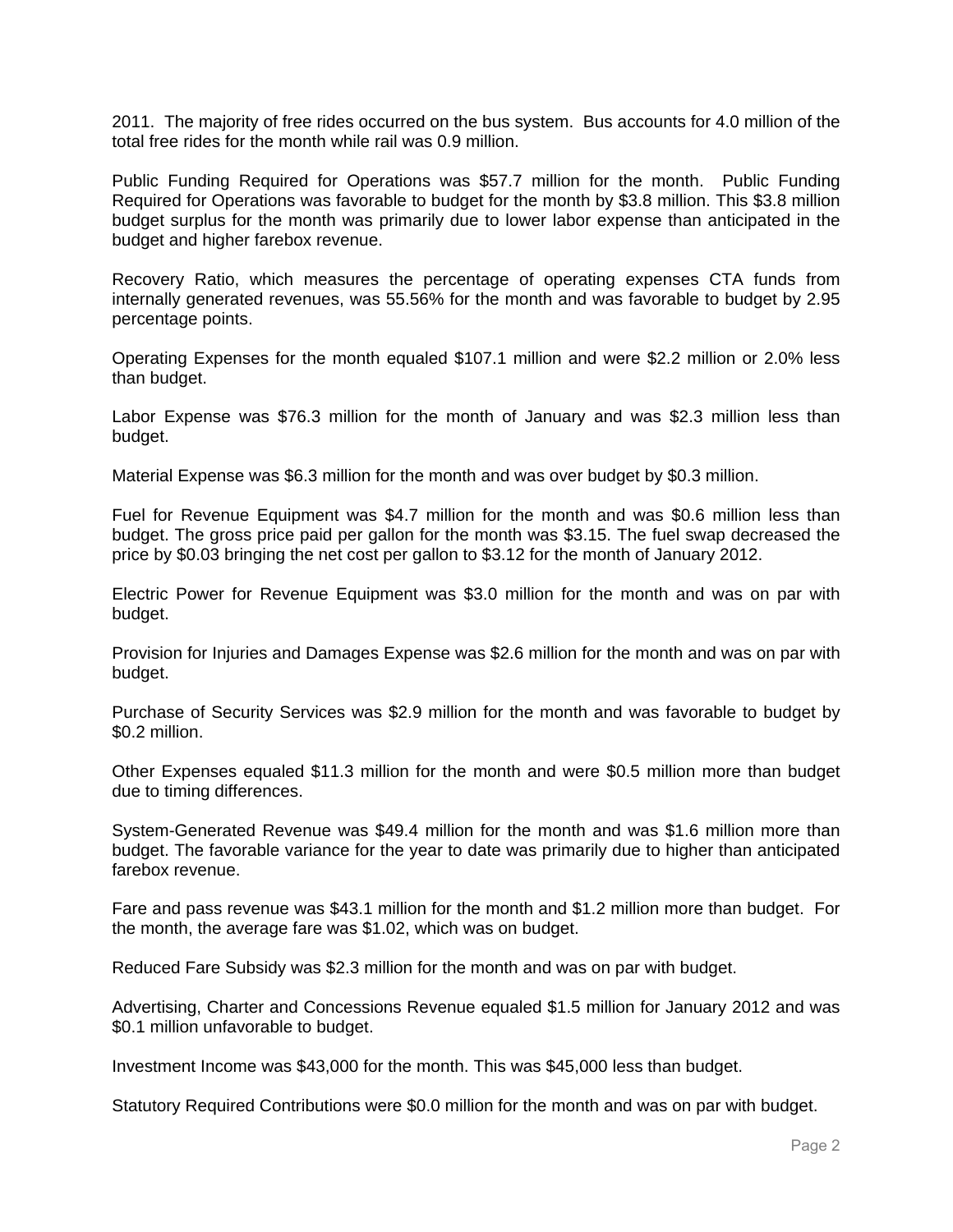2011. The majority of free rides occurred on the bus system. Bus accounts for 4.0 million of the total free rides for the month while rail was 0.9 million.

Public Funding Required for Operations was $57.7 million for the month. Public Funding Required for Operations was favorable to budget for the month by $3.8 million. This $3.8 million budget surplus for the month was primarily due to lower labor expense than anticipated in the budget and higher farebox revenue.

Recovery Ratio, which measures the percentage of operating expenses CTA funds from internally generated revenues, was 55.56% for the month and was favorable to budget by 2.95 percentage points.

Operating Expenses for the month equaled $107.1 million and were $2.2 million or 2.0% less than budget.

Labor Expense was $76.3 million for the month of January and was $2.3 million less than budget.

Material Expense was $6.3 million for the month and was over budget by $0.3 million.

Fuel for Revenue Equipment was $4.7 million for the month and was $0.6 million less than budget. The gross price paid per gallon for the month was $3.15. The fuel swap decreased the price by $0.03 bringing the net cost per gallon to $3.12 for the month of January 2012.

Electric Power for Revenue Equipment was $3.0 million for the month and was on par with budget.

Provision for Injuries and Damages Expense was $2.6 million for the month and was on par with budget.

Purchase of Security Services was $2.9 million for the month and was favorable to budget by $0.2 million.

Other Expenses equaled $11.3 million for the month and were $0.5 million more than budget due to timing differences.

System-Generated Revenue was $49.4 million for the month and was $1.6 million more than budget. The favorable variance for the year to date was primarily due to higher than anticipated farebox revenue.

Fare and pass revenue was $43.1 million for the month and $1.2 million more than budget. For the month, the average fare was $1.02, which was on budget.

Reduced Fare Subsidy was $2.3 million for the month and was on par with budget.

Advertising, Charter and Concessions Revenue equaled $1.5 million for January 2012 and was $0.1 million unfavorable to budget.

Investment Income was $43,000 for the month. This was $45,000 less than budget.

Statutory Required Contributions were $0.0 million for the month and was on par with budget.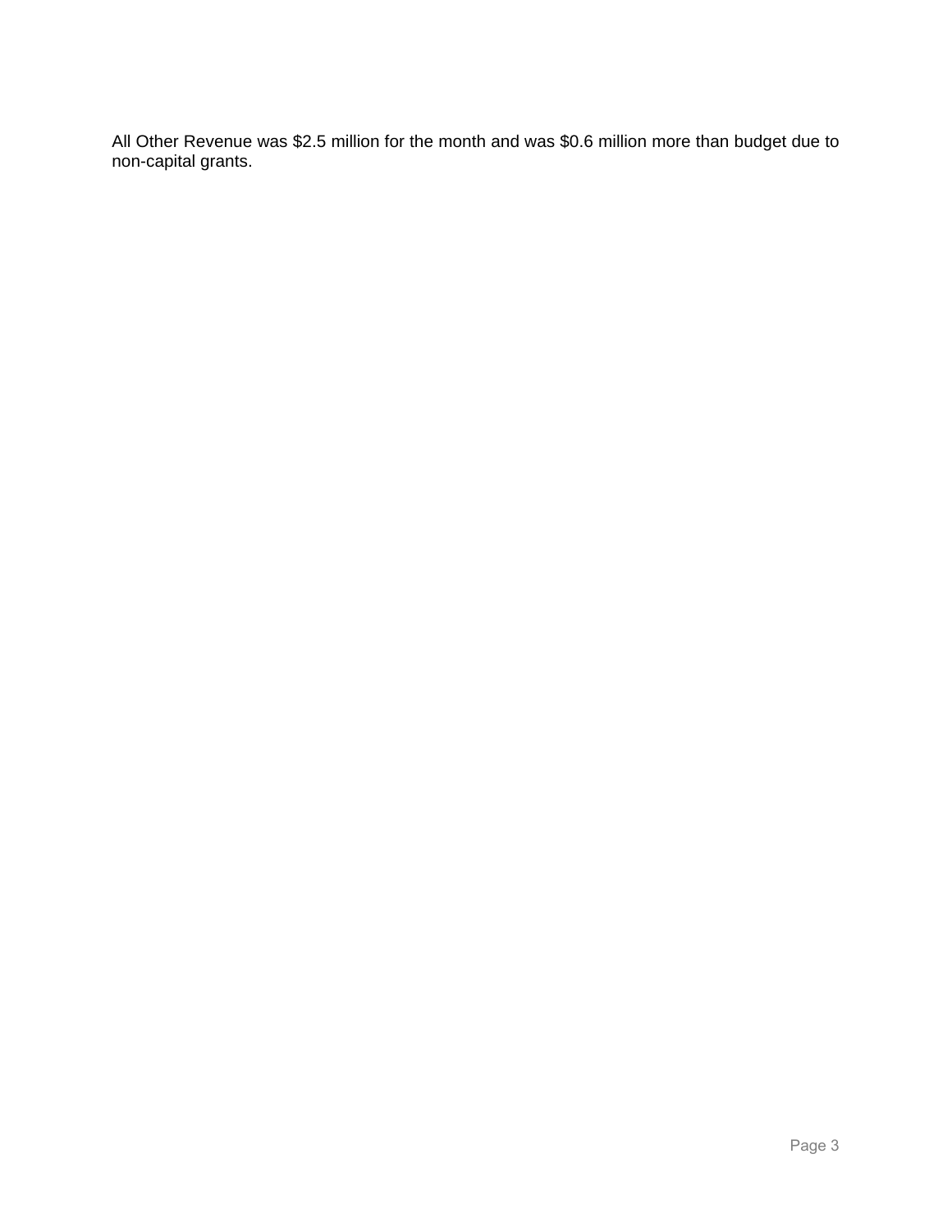All Other Revenue was $2.5 million for the month and was $0.6 million more than budget due to non-capital grants.